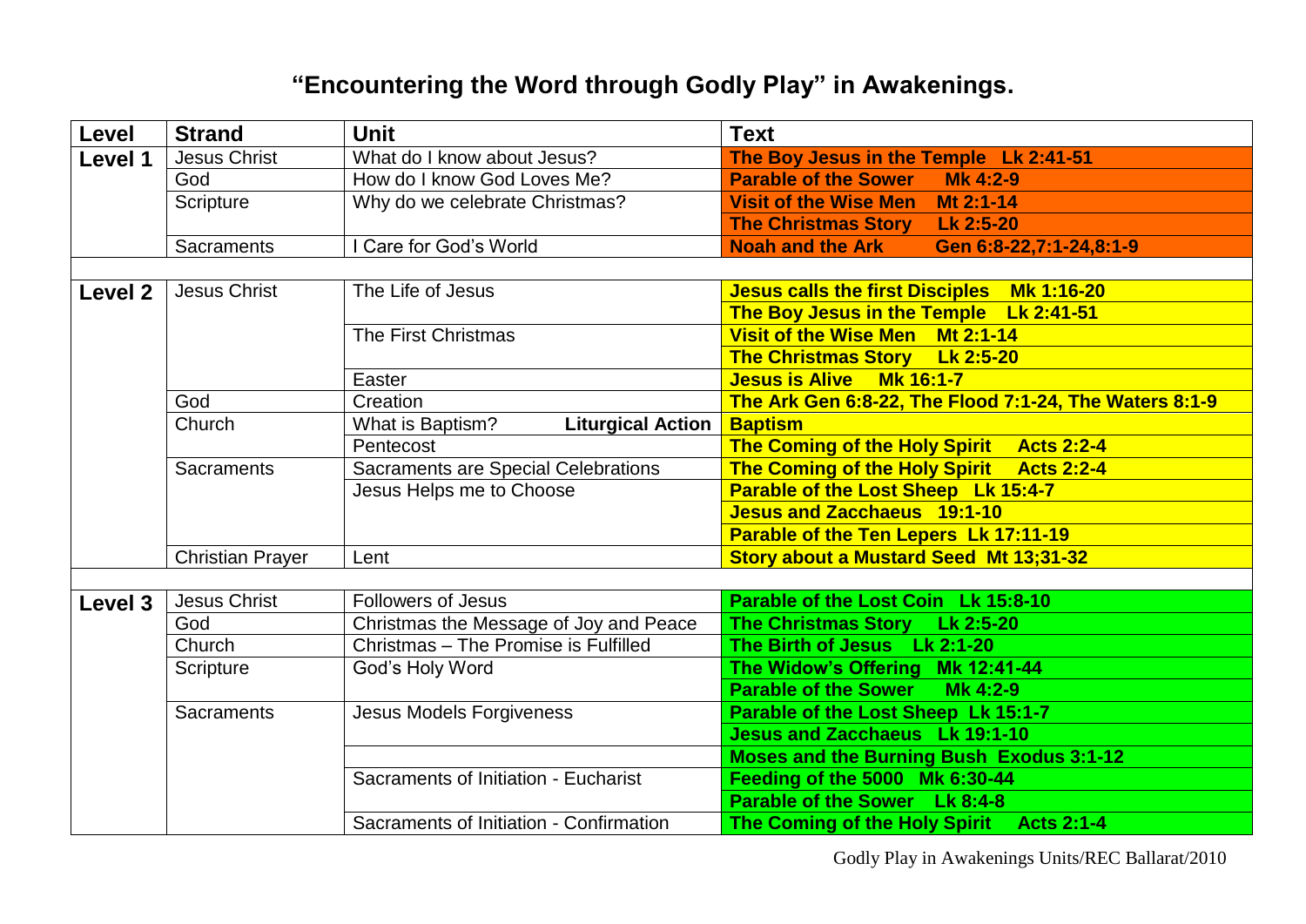# "Encountering the Word through Godly Play" in Awakenings.

| Level | Strand | Unit | Text |
|---|---|---|---|
| **Level 1** | Jesus Christ | What do I know about Jesus? | **The Boy Jesus in the Temple Lk 2:41-51** |
| | God | How do I know God Loves Me? | **Parable of the Sower Mk 4:2-9** |
| | Scripture | Why do we celebrate Christmas? | **Visit of the Wise Men Mt 2:1-14** |
| | | | **The Christmas Story Lk 2:5-20** |
| | Sacraments | I Care for God's World | **Noah and the Ark Gen 6:8-22,7:1-24,8:1-9** |
| | | | |
| **Level 2** | Jesus Christ | The Life of Jesus | **Jesus calls the first Disciples Mk 1:16-20** |
| | | | **The Boy Jesus in the Temple Lk 2:41-51** |
| | | The First Christmas | **Visit of the Wise Men Mt 2:1-14** |
| | | | **The Christmas Story Lk 2:5-20** |
| | | Easter | **Jesus is Alive Mk 16:1-7** |
| | God | Creation | **The Ark Gen 6:8-22, The Flood 7:1-24, The Waters 8:1-9** |
| | Church | What is Baptism? **Liturgical Action** | **Baptism** |
| | | Pentecost | **The Coming of the Holy Spirit Acts 2:2-4** |
| | Sacraments | Sacraments are Special Celebrations | **The Coming of the Holy Spirit Acts 2:2-4** |
| | | Jesus Helps me to Choose | **Parable of the Lost Sheep Lk 15:4-7** |
| | | | **Jesus and Zacchaeus 19:1-10** |
| | | | **Parable of the Ten Lepers Lk 17:11-19** |
| | Christian Prayer | Lent | **Story about a Mustard Seed Mt 13;31-32** |
| | | | |
| **Level 3** | Jesus Christ | Followers of Jesus | **Parable of the Lost Coin Lk 15:8-10** |
| | God | Christmas the Message of Joy and Peace | **The Christmas Story Lk 2:5-20** |
| | Church | Christmas – The Promise is Fulfilled | **The Birth of Jesus Lk 2:1-20** |
| | Scripture | God's Holy Word | **The Widow's Offering Mk 12:41-44** |
| | | | **Parable of the Sower Mk 4:2-9** |
| | Sacraments | Jesus Models Forgiveness | **Parable of the Lost Sheep Lk 15:1-7** |
| | | | **Jesus and Zacchaeus Lk 19:1-10** |
| | | | **Moses and the Burning Bush Exodus 3:1-12** |
| | | Sacraments of Initiation - Eucharist | **Feeding of the 5000 Mk 6:30-44** |
| | | | **Parable of the Sower Lk 8:4-8** |
| | | Sacraments of Initiation - Confirmation | **The Coming of the Holy Spirit Acts 2:1-4** |

Godly Play in Awakenings Units/REC Ballarat/2010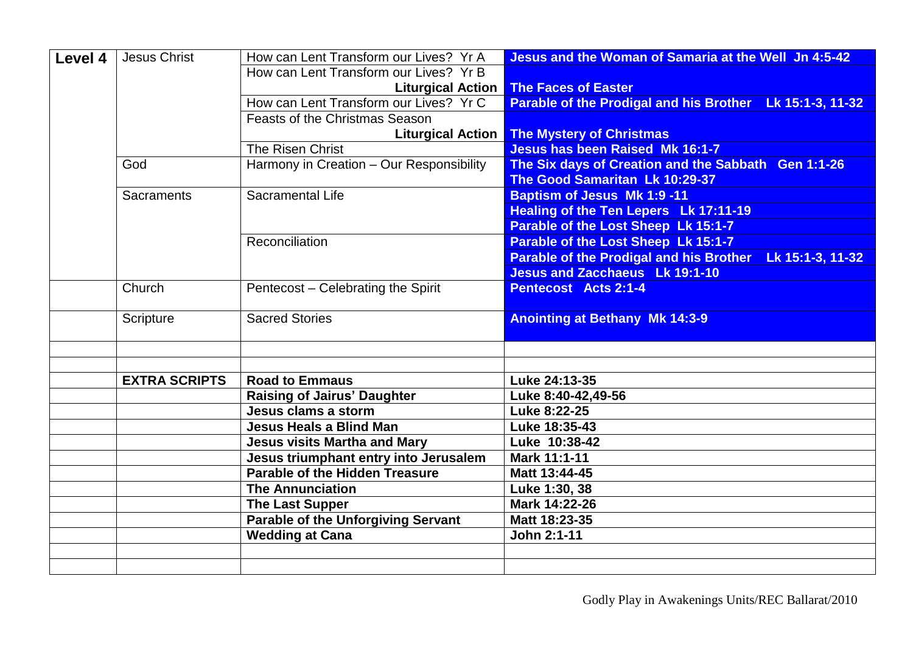| | | | |
|---|---|---|---|
| **Level 4** | Jesus Christ | How can Lent Transform our Lives? Yr A | **Jesus and the Woman of Samaria at the Well Jn 4:5-42** |
| | | How can Lent Transform our Lives? Yr B **Liturgical Action** | **The Faces of Easter** |
| | | How can Lent Transform our Lives? Yr C | **Parable of the Prodigal and his Brother Lk 15:1-3, 11-32** |
| | | Feasts of the Christmas Season **Liturgical Action** | **The Mystery of Christmas** |
| | | The Risen Christ | **Jesus has been Raised Mk 16:1-7** |
| | God | Harmony in Creation – Our Responsibility | **The Six days of Creation and the Sabbath Gen 1:1-26**<br>**The Good Samaritan Lk 10:29-37** |
| | Sacraments | Sacramental Life | **Baptism of Jesus Mk 1:9 -11**<br>**Healing of the Ten Lepers Lk 17:11-19**<br>**Parable of the Lost Sheep Lk 15:1-7** |
| | | Reconciliation | **Parable of the Lost Sheep Lk 15:1-7**<br>**Parable of the Prodigal and his Brother Lk 15:1-3, 11-32**<br>**Jesus and Zacchaeus Lk 19:1-10** |
| | Church | Pentecost – Celebrating the Spirit | **Pentecost Acts 2:1-4** |
| | Scripture | Sacred Stories | **Anointing at Bethany Mk 14:3-9** |
| | | | |
| | | | |
| | **EXTRA SCRIPTS** | **Road to Emmaus** | **Luke 24:13-35** |
| | | **Raising of Jairus' Daughter** | **Luke 8:40-42,49-56** |
| | | **Jesus clams a storm** | **Luke 8:22-25** |
| | | **Jesus Heals a Blind Man** | **Luke 18:35-43** |
| | | **Jesus visits Martha and Mary** | **Luke 10:38-42** |
| | | **Jesus triumphant entry into Jerusalem** | **Mark 11:1-11** |
| | | **Parable of the Hidden Treasure** | **Matt 13:44-45** |
| | | **The Annunciation** | **Luke 1:30, 38** |
| | | **The Last Supper** | **Mark 14:22-26** |
| | | **Parable of the Unforgiving Servant** | **Matt 18:23-35** |
| | | **Wedding at Cana** | **John 2:1-11** |
| | | | |
| | | | |

Godly Play in Awakenings Units/REC Ballarat/2010